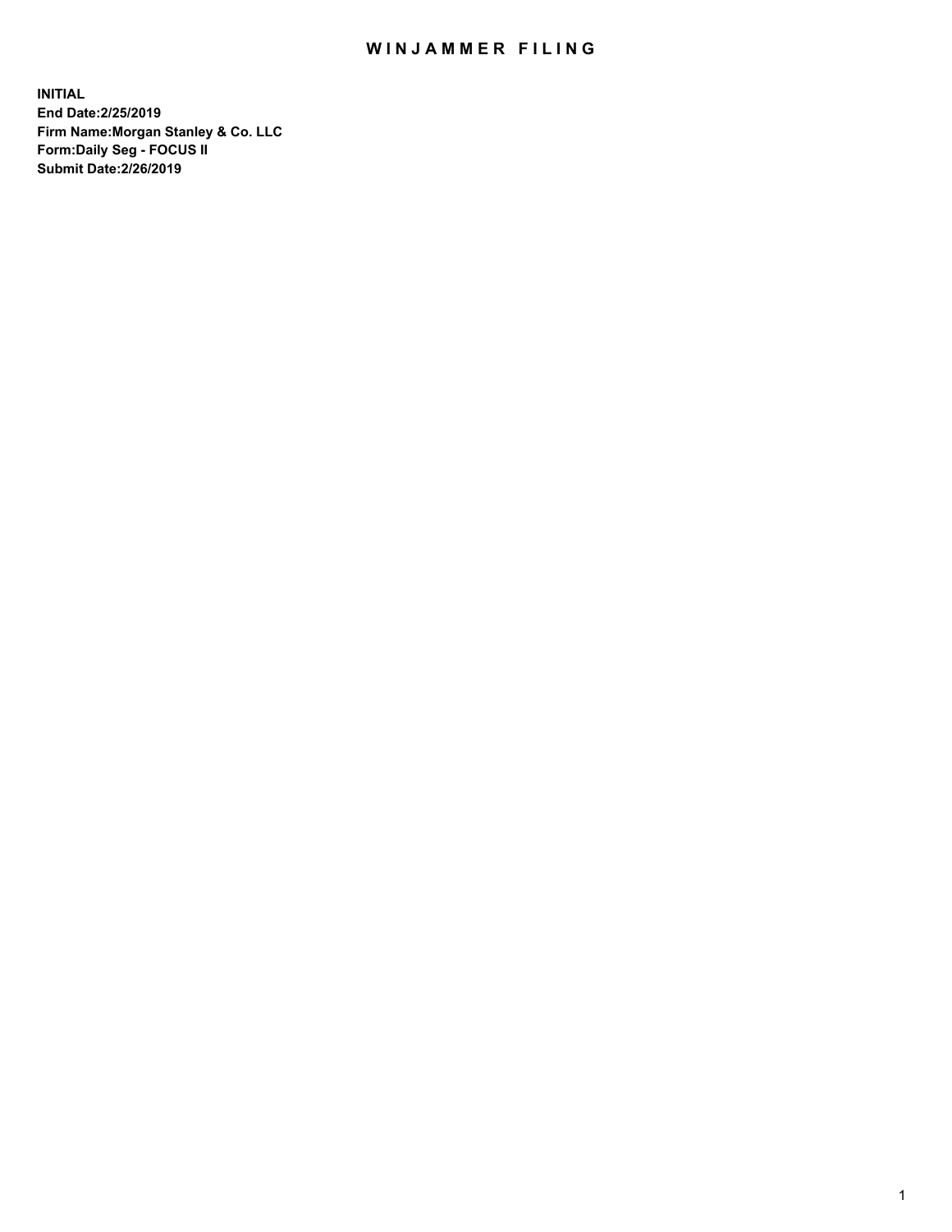# WINJAMMER FILING

**INITIAL**
**End Date:2/25/2019**
**Firm Name:Morgan Stanley & Co. LLC**
**Form:Daily Seg - FOCUS II**
**Submit Date:2/26/2019**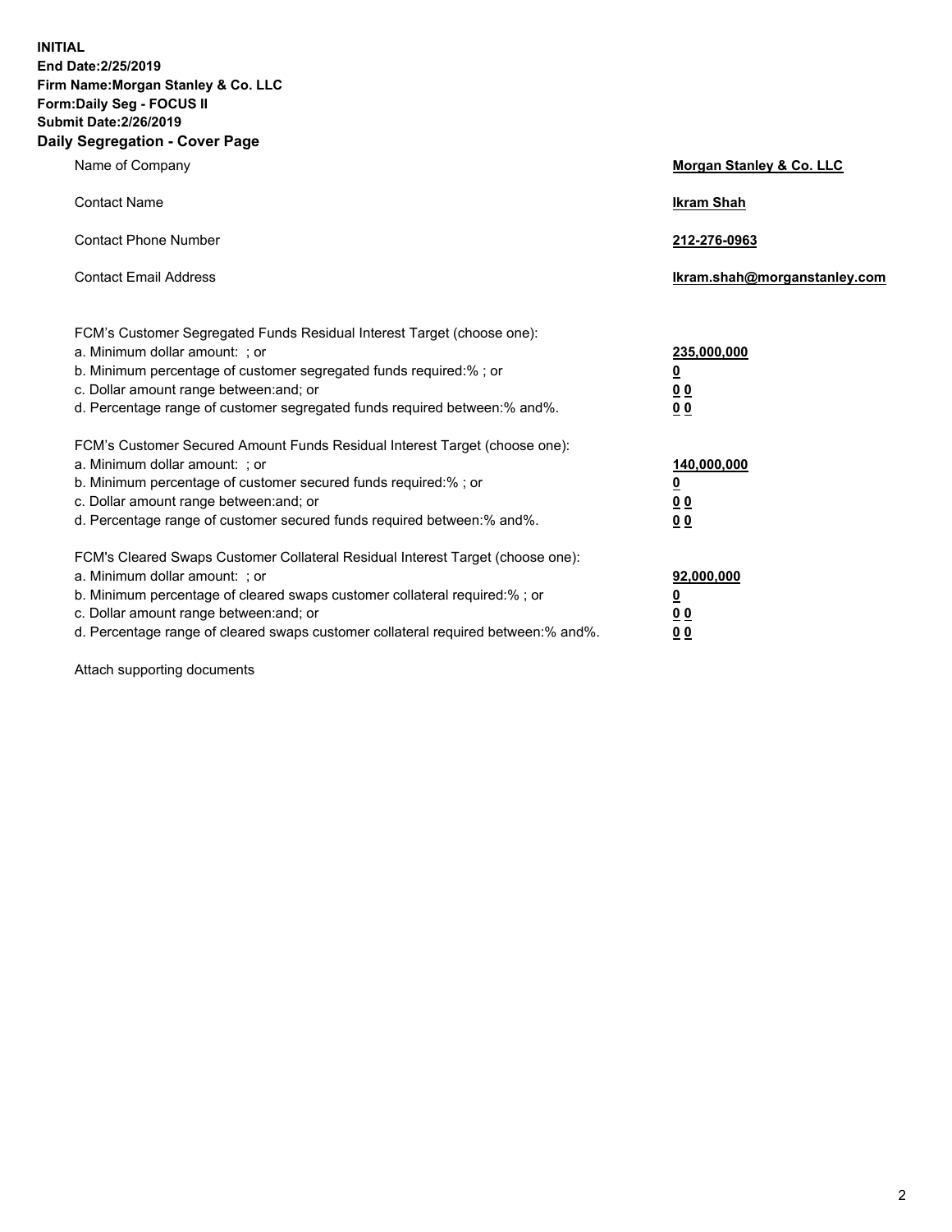**INITIAL**
**End Date:2/25/2019**
**Firm Name:Morgan Stanley & Co. LLC**
**Form:Daily Seg - FOCUS II**
**Submit Date:2/26/2019**
**Daily Segregation - Cover Page**

| | |
|---|---|
| Name of Company | **Morgan Stanley & Co. LLC** |
| Contact Name | **Ikram Shah** |
| Contact Phone Number | **212-276-0963** |
| Contact Email Address | **Ikram.shah@morganstanley.com** |

| | |
|---|---|
| FCM's Customer Segregated Funds Residual Interest Target (choose one): | |
| a. Minimum dollar amount: ; or | **235,000,000** |
| b. Minimum percentage of customer segregated funds required:% ; or | **0** |
| c. Dollar amount range between:and; or | **0 0** |
| d. Percentage range of customer segregated funds required between:% and%. | **0 0** |
| FCM's Customer Secured Amount Funds Residual Interest Target (choose one): | |
| a. Minimum dollar amount: ; or | **140,000,000** |
| b. Minimum percentage of customer secured funds required:% ; or | **0** |
| c. Dollar amount range between:and; or | **0 0** |
| d. Percentage range of customer secured funds required between:% and%. | **0 0** |
| FCM's Cleared Swaps Customer Collateral Residual Interest Target (choose one): | |
| a. Minimum dollar amount: ; or | **92,000,000** |
| b. Minimum percentage of cleared swaps customer collateral required:% ; or | **0** |
| c. Dollar amount range between:and; or | **0 0** |
| d. Percentage range of cleared swaps customer collateral required between:% and%. | **0 0** |

Attach supporting documents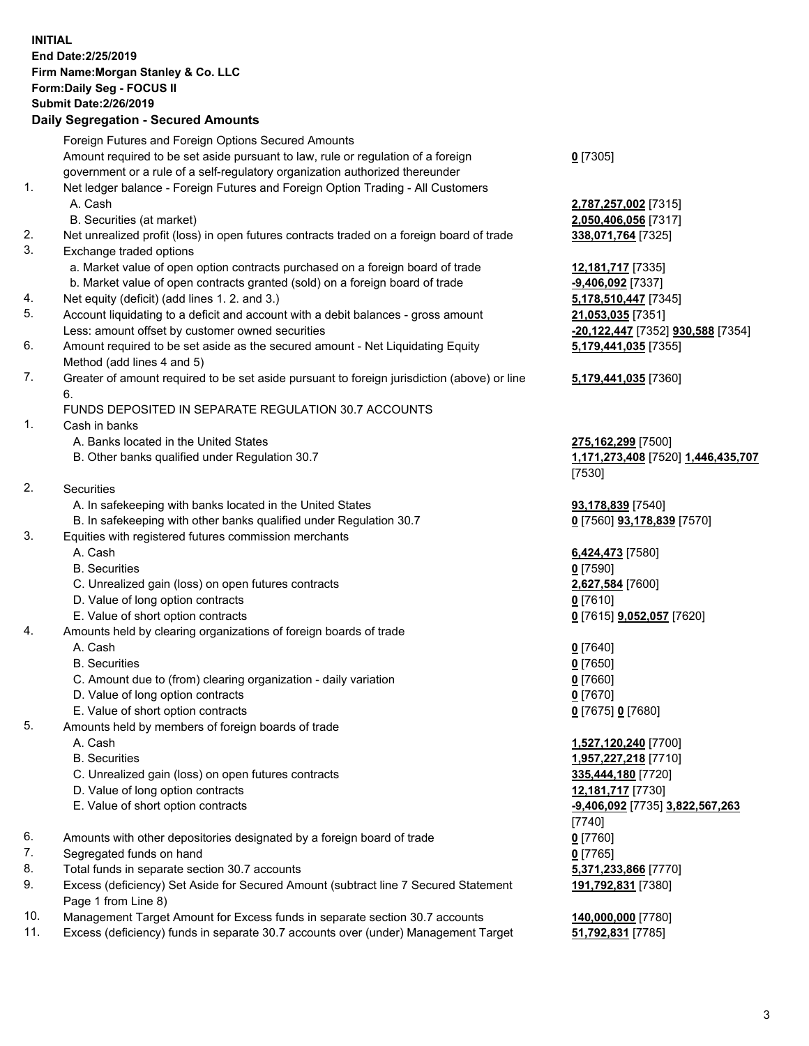**INITIAL**
**End Date:2/25/2019**
**Firm Name:Morgan Stanley & Co. LLC**
**Form:Daily Seg - FOCUS II**
**Submit Date:2/26/2019**

## Daily Segregation - Secured Amounts

| | | |
|---|---|---|
| | Foreign Futures and Foreign Options Secured Amounts | |
| | Amount required to be set aside pursuant to law, rule or regulation of a foreign government or a rule of a self-regulatory organization authorized thereunder | **0** [7305] |
| 1. | Net ledger balance - Foreign Futures and Foreign Option Trading - All Customers | |
| | A. Cash | **2,787,257,002** [7315] |
| | B. Securities (at market) | **2,050,406,056** [7317] |
| 2. | Net unrealized profit (loss) in open futures contracts traded on a foreign board of trade | **338,071,764** [7325] |
| 3. | Exchange traded options | |
| | a. Market value of open option contracts purchased on a foreign board of trade | **12,181,717** [7335] |
| | b. Market value of open contracts granted (sold) on a foreign board of trade | **-9,406,092** [7337] |
| 4. | Net equity (deficit) (add lines 1. 2. and 3.) | **5,178,510,447** [7345] |
| 5. | Account liquidating to a deficit and account with a debit balances - gross amount | **21,053,035** [7351] |
| | Less: amount offset by customer owned securities | **-20,122,447** [7352] **930,588** [7354] |
| 6. | Amount required to be set aside as the secured amount - Net Liquidating Equity Method (add lines 4 and 5) | **5,179,441,035** [7355] |
| 7. | Greater of amount required to be set aside pursuant to foreign jurisdiction (above) or line 6. | **5,179,441,035** [7360] |
| | FUNDS DEPOSITED IN SEPARATE REGULATION 30.7 ACCOUNTS | |
| 1. | Cash in banks | |
| | A. Banks located in the United States | **275,162,299** [7500] |
| | B. Other banks qualified under Regulation 30.7 | **1,171,273,408** [7520] **1,446,435,707** [7530] |
| 2. | Securities | |
| | A. In safekeeping with banks located in the United States | **93,178,839** [7540] |
| | B. In safekeeping with other banks qualified under Regulation 30.7 | **0** [7560] **93,178,839** [7570] |
| 3. | Equities with registered futures commission merchants | |
| | A. Cash | **6,424,473** [7580] |
| | B. Securities | **0** [7590] |
| | C. Unrealized gain (loss) on open futures contracts | **2,627,584** [7600] |
| | D. Value of long option contracts | **0** [7610] |
| | E. Value of short option contracts | **0** [7615] **9,052,057** [7620] |
| 4. | Amounts held by clearing organizations of foreign boards of trade | |
| | A. Cash | **0** [7640] |
| | B. Securities | **0** [7650] |
| | C. Amount due to (from) clearing organization - daily variation | **0** [7660] |
| | D. Value of long option contracts | **0** [7670] |
| | E. Value of short option contracts | **0** [7675] **0** [7680] |
| 5. | Amounts held by members of foreign boards of trade | |
| | A. Cash | **1,527,120,240** [7700] |
| | B. Securities | **1,957,227,218** [7710] |
| | C. Unrealized gain (loss) on open futures contracts | **335,444,180** [7720] |
| | D. Value of long option contracts | **12,181,717** [7730] |
| | E. Value of short option contracts | **-9,406,092** [7735] **3,822,567,263** [7740] |
| 6. | Amounts with other depositories designated by a foreign board of trade | **0** [7760] |
| 7. | Segregated funds on hand | **0** [7765] |
| 8. | Total funds in separate section 30.7 accounts | **5,371,233,866** [7770] |
| 9. | Excess (deficiency) Set Aside for Secured Amount (subtract line 7 Secured Statement Page 1 from Line 8) | **191,792,831** [7380] |
| 10. | Management Target Amount for Excess funds in separate section 30.7 accounts | **140,000,000** [7780] |
| 11. | Excess (deficiency) funds in separate 30.7 accounts over (under) Management Target | **51,792,831** [7785] |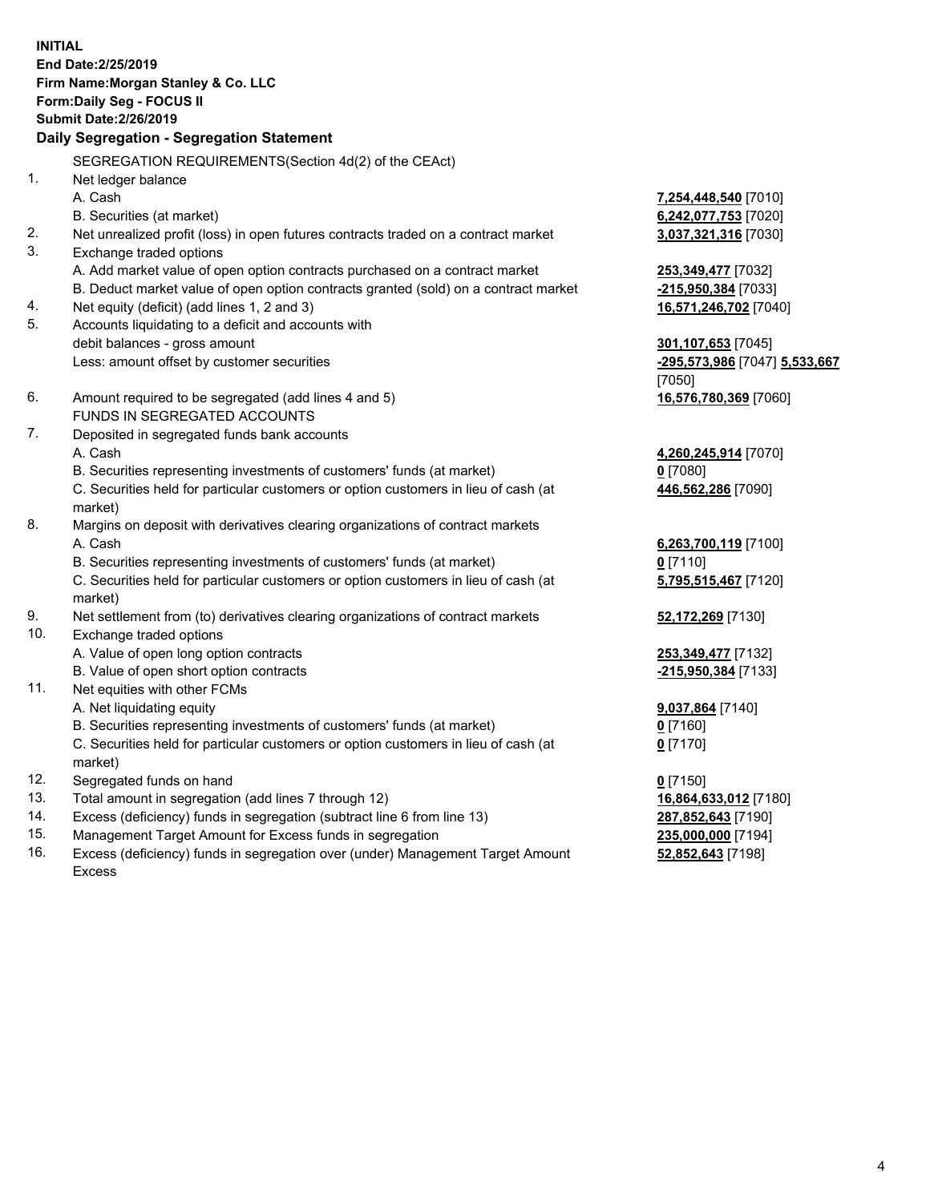**INITIAL**
**End Date:2/25/2019**
**Firm Name:Morgan Stanley & Co. LLC**
**Form:Daily Seg - FOCUS II**
**Submit Date:2/26/2019**

**Daily Segregation - Segregation Statement**

SEGREGATION REQUIREMENTS(Section 4d(2) of the CEAct)

| | | |
|---|---|---|
| 1. | Net ledger balance | |
| | A. Cash | **7,254,448,540** [7010] |
| | B. Securities (at market) | **6,242,077,753** [7020] |
| 2. | Net unrealized profit (loss) in open futures contracts traded on a contract market | **3,037,321,316** [7030] |
| 3. | Exchange traded options | |
| | A. Add market value of open option contracts purchased on a contract market | **253,349,477** [7032] |
| | B. Deduct market value of open option contracts granted (sold) on a contract market | **-215,950,384** [7033] |
| 4. | Net equity (deficit) (add lines 1, 2 and 3) | **16,571,246,702** [7040] |
| 5. | Accounts liquidating to a deficit and accounts with debit balances - gross amount | **301,107,653** [7045] |
| | Less: amount offset by customer securities | **-295,573,986** [7047] **5,533,667** [7050] |
| 6. | Amount required to be segregated (add lines 4 and 5) | **16,576,780,369** [7060] |
| | FUNDS IN SEGREGATED ACCOUNTS | |
| 7. | Deposited in segregated funds bank accounts | |
| | A. Cash | **4,260,245,914** [7070] |
| | B. Securities representing investments of customers' funds (at market) | **0** [7080] |
| | C. Securities held for particular customers or option customers in lieu of cash (at market) | **446,562,286** [7090] |
| 8. | Margins on deposit with derivatives clearing organizations of contract markets | |
| | A. Cash | **6,263,700,119** [7100] |
| | B. Securities representing investments of customers' funds (at market) | **0** [7110] |
| | C. Securities held for particular customers or option customers in lieu of cash (at market) | **5,795,515,467** [7120] |
| 9. | Net settlement from (to) derivatives clearing organizations of contract markets | **52,172,269** [7130] |
| 10. | Exchange traded options | |
| | A. Value of open long option contracts | **253,349,477** [7132] |
| | B. Value of open short option contracts | **-215,950,384** [7133] |
| 11. | Net equities with other FCMs | |
| | A. Net liquidating equity | **9,037,864** [7140] |
| | B. Securities representing investments of customers' funds (at market) | **0** [7160] |
| | C. Securities held for particular customers or option customers in lieu of cash (at market) | **0** [7170] |
| 12. | Segregated funds on hand | **0** [7150] |
| 13. | Total amount in segregation (add lines 7 through 12) | **16,864,633,012** [7180] |
| 14. | Excess (deficiency) funds in segregation (subtract line 6 from line 13) | **287,852,643** [7190] |
| 15. | Management Target Amount for Excess funds in segregation | **235,000,000** [7194] |
| 16. | Excess (deficiency) funds in segregation over (under) Management Target Amount Excess | **52,852,643** [7198] |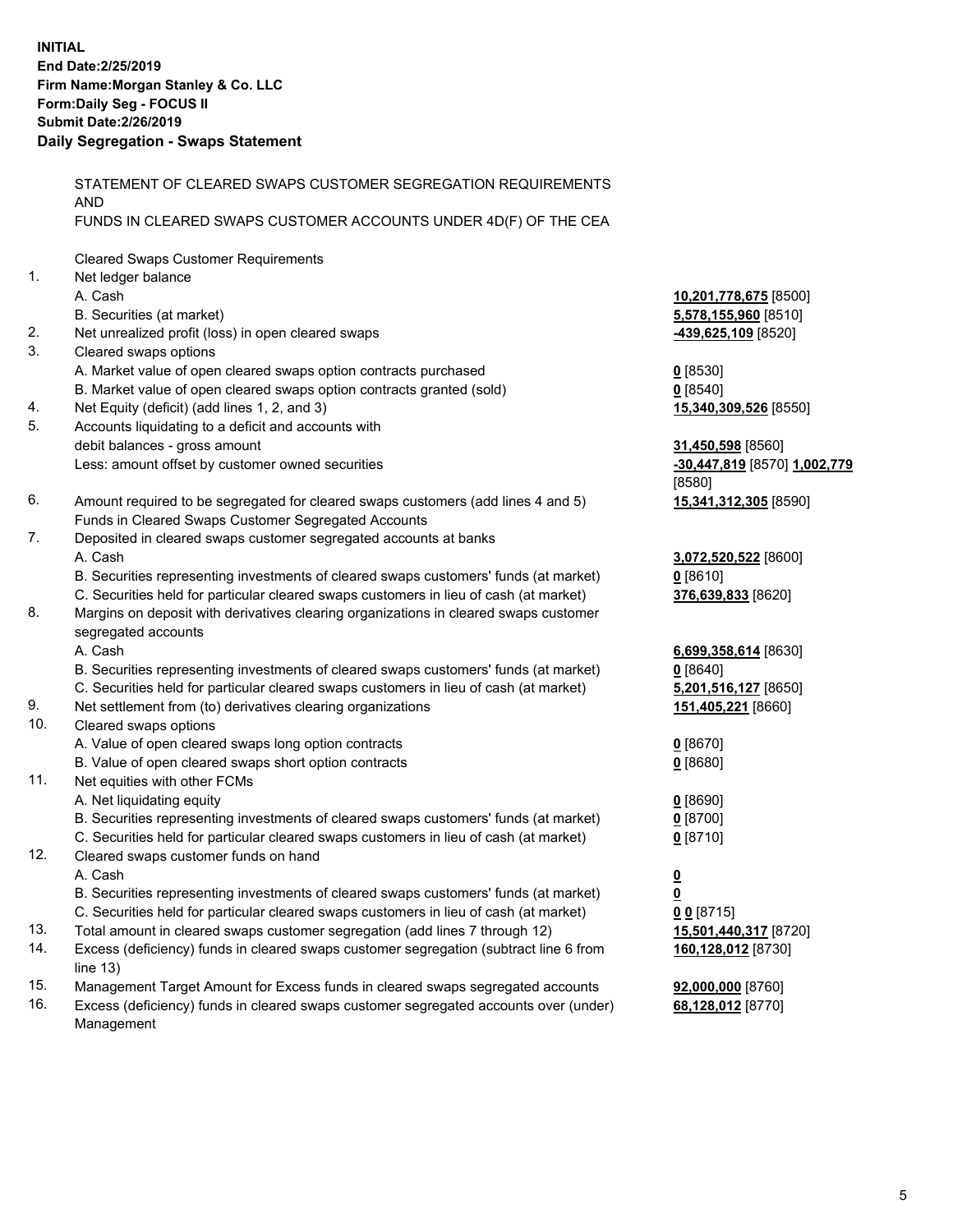**INITIAL**
**End Date:2/25/2019**
**Firm Name:Morgan Stanley & Co. LLC**
**Form:Daily Seg - FOCUS II**
**Submit Date:2/26/2019**
**Daily Segregation - Swaps Statement**

STATEMENT OF CLEARED SWAPS CUSTOMER SEGREGATION REQUIREMENTS AND FUNDS IN CLEARED SWAPS CUSTOMER ACCOUNTS UNDER 4D(F) OF THE CEA

| | | |
|---|---|---|
| | Cleared Swaps Customer Requirements | |
| 1. | Net ledger balance | |
| | A. Cash | **10,201,778,675** [8500] |
| | B. Securities (at market) | **5,578,155,960** [8510] |
| 2. | Net unrealized profit (loss) in open cleared swaps | **-439,625,109** [8520] |
| 3. | Cleared swaps options | |
| | A. Market value of open cleared swaps option contracts purchased | **0** [8530] |
| | B. Market value of open cleared swaps option contracts granted (sold) | **0** [8540] |
| 4. | Net Equity (deficit) (add lines 1, 2, and 3) | **15,340,309,526** [8550] |
| 5. | Accounts liquidating to a deficit and accounts with debit balances - gross amount | **31,450,598** [8560] |
| | Less: amount offset by customer owned securities | **-30,447,819** [8570] **1,002,779** [8580] |
| 6. | Amount required to be segregated for cleared swaps customers (add lines 4 and 5) | **15,341,312,305** [8590] |
| | Funds in Cleared Swaps Customer Segregated Accounts | |
| 7. | Deposited in cleared swaps customer segregated accounts at banks | |
| | A. Cash | **3,072,520,522** [8600] |
| | B. Securities representing investments of cleared swaps customers' funds (at market) | **0** [8610] |
| | C. Securities held for particular cleared swaps customers in lieu of cash (at market) | **376,639,833** [8620] |
| 8. | Margins on deposit with derivatives clearing organizations in cleared swaps customer segregated accounts | |
| | A. Cash | **6,699,358,614** [8630] |
| | B. Securities representing investments of cleared swaps customers' funds (at market) | **0** [8640] |
| | C. Securities held for particular cleared swaps customers in lieu of cash (at market) | **5,201,516,127** [8650] |
| 9. | Net settlement from (to) derivatives clearing organizations | **151,405,221** [8660] |
| 10. | Cleared swaps options | |
| | A. Value of open cleared swaps long option contracts | **0** [8670] |
| | B. Value of open cleared swaps short option contracts | **0** [8680] |
| 11. | Net equities with other FCMs | |
| | A. Net liquidating equity | **0** [8690] |
| | B. Securities representing investments of cleared swaps customers' funds (at market) | **0** [8700] |
| | C. Securities held for particular cleared swaps customers in lieu of cash (at market) | **0** [8710] |
| 12. | Cleared swaps customer funds on hand | |
| | A. Cash | **0** |
| | B. Securities representing investments of cleared swaps customers' funds (at market) | **0** |
| | C. Securities held for particular cleared swaps customers in lieu of cash (at market) | **0** **0** [8715] |
| 13. | Total amount in cleared swaps customer segregation (add lines 7 through 12) | **15,501,440,317** [8720] |
| 14. | Excess (deficiency) funds in cleared swaps customer segregation (subtract line 6 from line 13) | **160,128,012** [8730] |
| 15. | Management Target Amount for Excess funds in cleared swaps segregated accounts | **92,000,000** [8760] |
| 16. | Excess (deficiency) funds in cleared swaps customer segregated accounts over (under) Management | **68,128,012** [8770] |